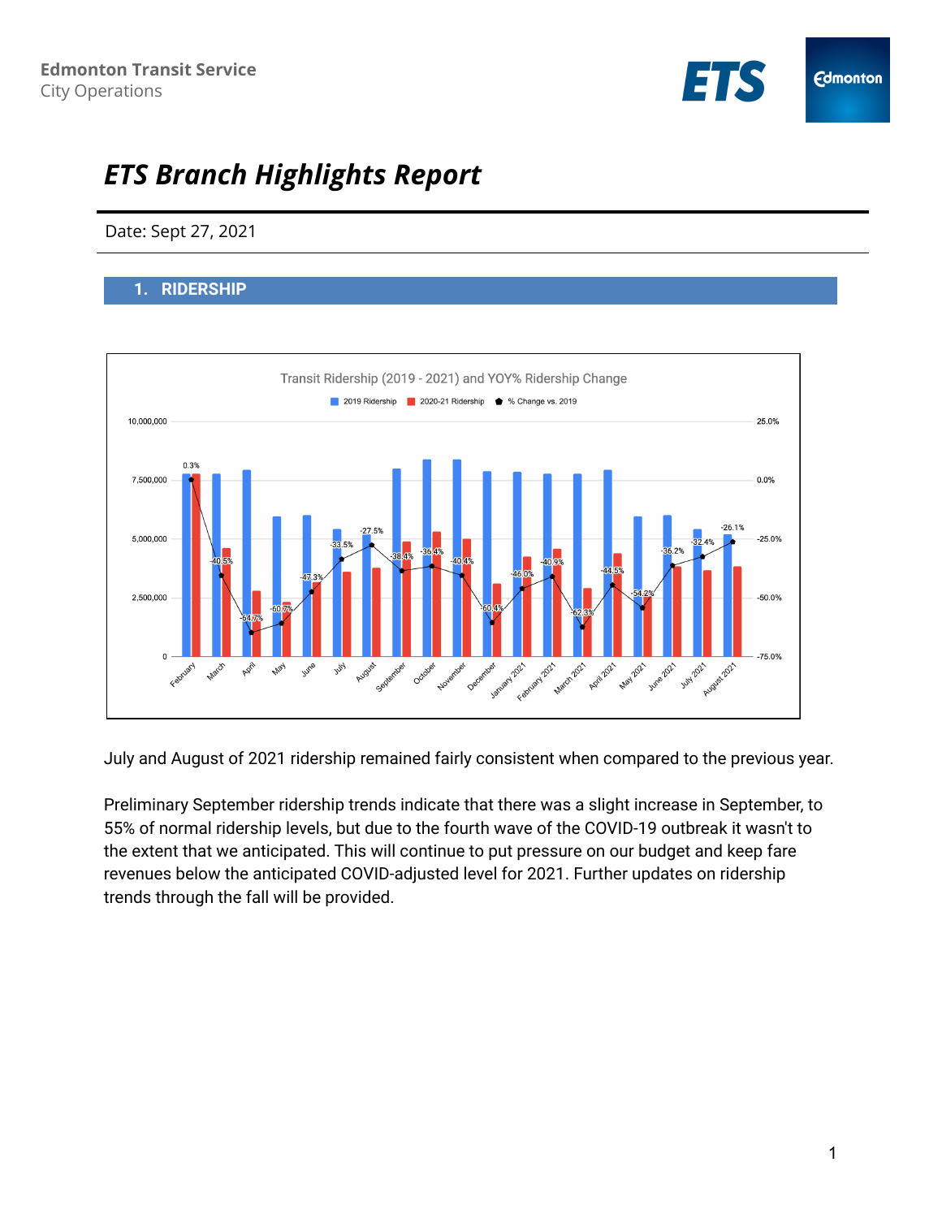Edmonton Transit Service
City Operations

# *ETS Branch Highlights Report*

Date: Sept 27, 2021

## 1. RIDERSHIP

July and August of 2021 ridership remained fairly consistent when compared to the previous year.

Preliminary September ridership trends indicate that there was a slight increase in September, to 55% of normal ridership levels, but due to the fourth wave of the COVID-19 outbreak it wasn't to the extent that we anticipated. This will continue to put pressure on our budget and keep fare revenues below the anticipated COVID-adjusted level for 2021. Further updates on ridership trends through the fall will be provided.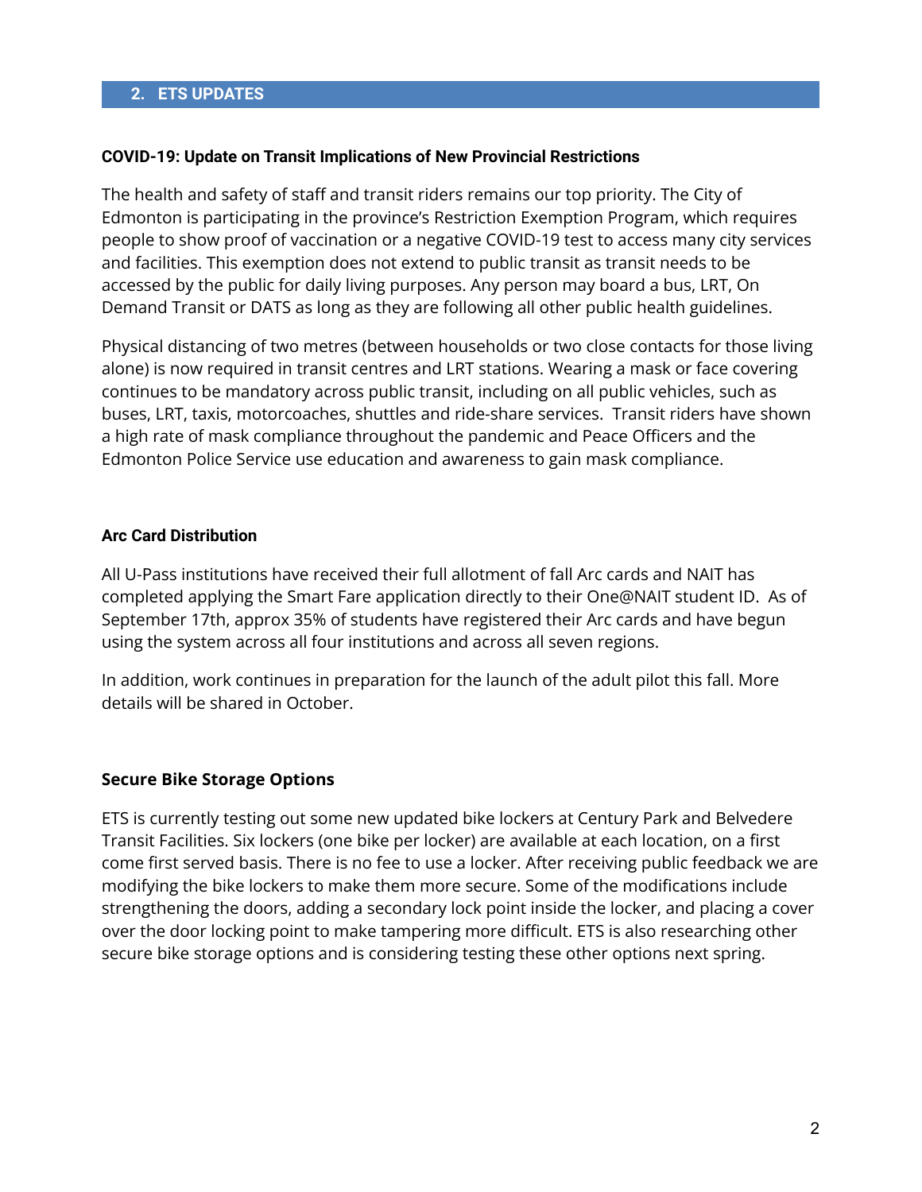## 2. ETS UPDATES

### COVID-19: Update on Transit Implications of New Provincial Restrictions

The health and safety of staff and transit riders remains our top priority. The City of Edmonton is participating in the province's Restriction Exemption Program, which requires people to show proof of vaccination or a negative COVID-19 test to access many city services and facilities. This exemption does not extend to public transit as transit needs to be accessed by the public for daily living purposes. Any person may board a bus, LRT, On Demand Transit or DATS as long as they are following all other public health guidelines.

Physical distancing of two metres (between households or two close contacts for those living alone) is now required in transit centres and LRT stations. Wearing a mask or face covering continues to be mandatory across public transit, including on all public vehicles, such as buses, LRT, taxis, motorcoaches, shuttles and ride-share services. Transit riders have shown a high rate of mask compliance throughout the pandemic and Peace Officers and the Edmonton Police Service use education and awareness to gain mask compliance.

### Arc Card Distribution

All U-Pass institutions have received their full allotment of fall Arc cards and NAIT has completed applying the Smart Fare application directly to their One@NAIT student ID. As of September 17th, approx 35% of students have registered their Arc cards and have begun using the system across all four institutions and across all seven regions.

In addition, work continues in preparation for the launch of the adult pilot this fall. More details will be shared in October.

### Secure Bike Storage Options

ETS is currently testing out some new updated bike lockers at Century Park and Belvedere Transit Facilities. Six lockers (one bike per locker) are available at each location, on a first come first served basis. There is no fee to use a locker. After receiving public feedback we are modifying the bike lockers to make them more secure. Some of the modifications include strengthening the doors, adding a secondary lock point inside the locker, and placing a cover over the door locking point to make tampering more difficult. ETS is also researching other secure bike storage options and is considering testing these other options next spring.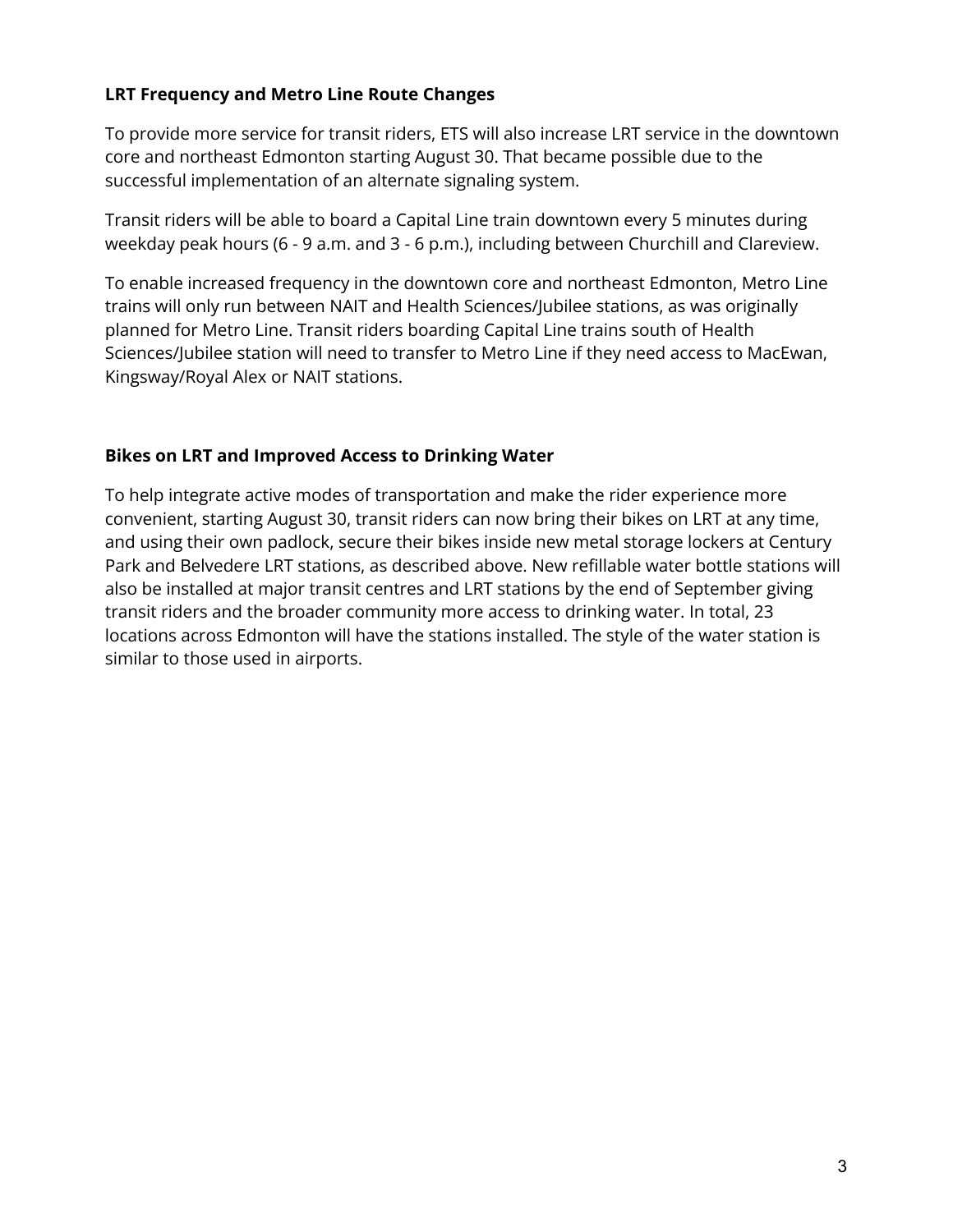**LRT Frequency and Metro Line Route Changes**

To provide more service for transit riders, ETS will also increase LRT service in the downtown core and northeast Edmonton starting August 30. That became possible due to the successful implementation of an alternate signaling system.

Transit riders will be able to board a Capital Line train downtown every 5 minutes during weekday peak hours (6 - 9 a.m. and 3 - 6 p.m.), including between Churchill and Clareview.

To enable increased frequency in the downtown core and northeast Edmonton, Metro Line trains will only run between NAIT and Health Sciences/Jubilee stations, as was originally planned for Metro Line. Transit riders boarding Capital Line trains south of Health Sciences/Jubilee station will need to transfer to Metro Line if they need access to MacEwan, Kingsway/Royal Alex or NAIT stations.

**Bikes on LRT and Improved Access to Drinking Water**

To help integrate active modes of transportation and make the rider experience more convenient, starting August 30, transit riders can now bring their bikes on LRT at any time, and using their own padlock, secure their bikes inside new metal storage lockers at Century Park and Belvedere LRT stations, as described above. New refillable water bottle stations will also be installed at major transit centres and LRT stations by the end of September giving transit riders and the broader community more access to drinking water. In total, 23 locations across Edmonton will have the stations installed. The style of the water station is similar to those used in airports.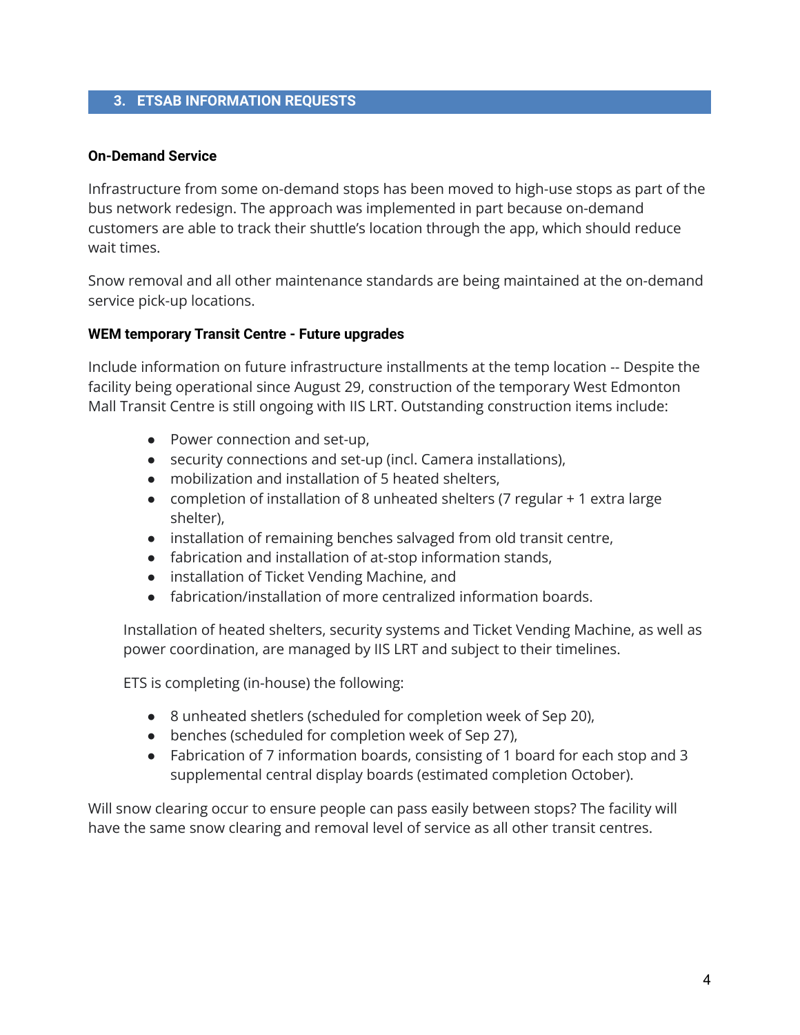## 3. ETSAB INFORMATION REQUESTS

**On-Demand Service**

Infrastructure from some on-demand stops has been moved to high-use stops as part of the bus network redesign. The approach was implemented in part because on-demand customers are able to track their shuttle's location through the app, which should reduce wait times.

Snow removal and all other maintenance standards are being maintained at the on-demand service pick-up locations.

**WEM temporary Transit Centre - Future upgrades**

Include information on future infrastructure installments at the temp location -- Despite the facility being operational since August 29, construction of the temporary West Edmonton Mall Transit Centre is still ongoing with IIS LRT. Outstanding construction items include:

- Power connection and set-up,
- security connections and set-up (incl. Camera installations),
- mobilization and installation of 5 heated shelters,
- completion of installation of 8 unheated shelters (7 regular + 1 extra large shelter),
- installation of remaining benches salvaged from old transit centre,
- fabrication and installation of at-stop information stands,
- installation of Ticket Vending Machine, and
- fabrication/installation of more centralized information boards.

Installation of heated shelters, security systems and Ticket Vending Machine, as well as power coordination, are managed by IIS LRT and subject to their timelines.

ETS is completing (in-house) the following:

- 8 unheated shetlers (scheduled for completion week of Sep 20),
- benches (scheduled for completion week of Sep 27),
- Fabrication of 7 information boards, consisting of 1 board for each stop and 3 supplemental central display boards (estimated completion October).

Will snow clearing occur to ensure people can pass easily between stops? The facility will have the same snow clearing and removal level of service as all other transit centres.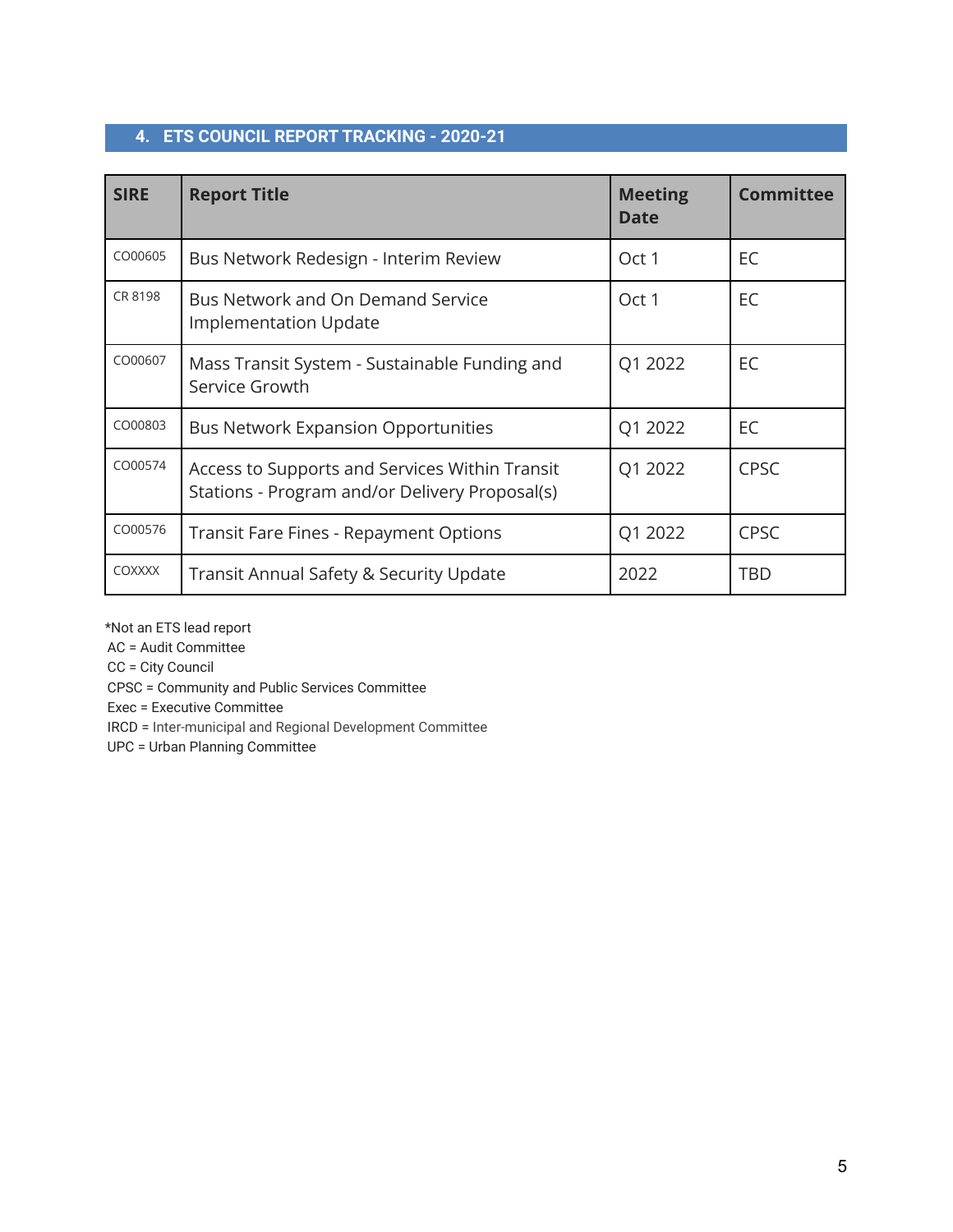## 4. ETS COUNCIL REPORT TRACKING - 2020-21

| SIRE | Report Title | Meeting Date | Committee |
|---|---|---|---|
| CO00605 | Bus Network Redesign - Interim Review | Oct 1 | EC |
| CR 8198 | Bus Network and On Demand Service Implementation Update | Oct 1 | EC |
| CO00607 | Mass Transit System - Sustainable Funding and Service Growth | Q1 2022 | EC |
| CO00803 | Bus Network Expansion Opportunities | Q1 2022 | EC |
| CO00574 | Access to Supports and Services Within Transit Stations - Program and/or Delivery Proposal(s) | Q1 2022 | CPSC |
| CO00576 | Transit Fare Fines - Repayment Options | Q1 2022 | CPSC |
| COXXXX | Transit Annual Safety & Security Update | 2022 | TBD |

*Not an ETS lead report
AC = Audit Committee
CC = City Council
CPSC = Community and Public Services Committee
Exec = Executive Committee
IRCD = Inter-municipal and Regional Development Committee
UPC = Urban Planning Committee